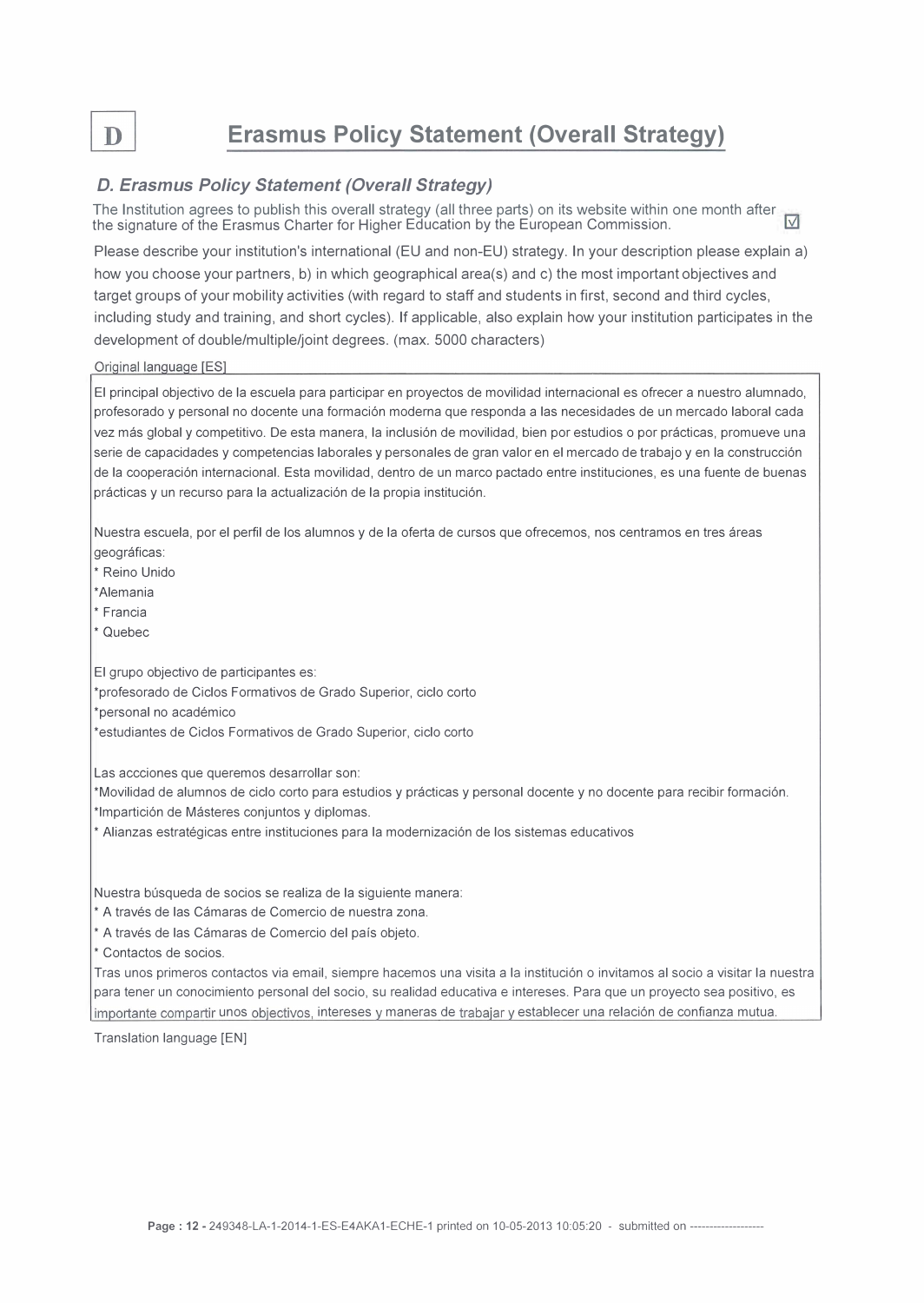# D Erasmus Policy Statement (Overall Strategy)

### *D. Erasmus Policy Statement (Overall Strategy)*

The Institution agrees to publish this overall strategy (all three parts) on its website within one month after the signature of the Erasmus Charter for Higher Education by the European Commission. ☑

Please describe your institution's international (EU and non-EU) strategy. In your description please explain a) how you choose your partners, b) in which geographical area(s) and c) the most important objectives and target groups of your mobility activities (with regard to staff and students in first, second and third cycles, including study and training, and short cycles). If applicable, also explain how your institution participates in the development of double/multiple/joint degrees. (max. 5000 characters)

Original language [ES]

El principal objectivo de la escuela para participar en proyectos de movilidad internacional es ofrecer a nuestro alumnado, profesorado y personal no docente una formación moderna que responda a las necesidades de un mercado laboral cada vez más global y competitivo. De esta manera, la inclusión de movilidad, bien por estudios o por prácticas, promueve una serie de capacidades y competencias laborales y personales de gran valor en el mercado de trabajo y en la construcción de la cooperación internacional. Esta movilidad, dentro de un marco pactado entre instituciones, es una fuente de buenas prácticas y un recurso para la actualización de la propia institución.

Nuestra escuela, por el perfil de los alumnos y de la oferta de cursos que ofrecemos, nos centramos en tres áreas geográficas:

* Reino Unido
* Alemania
* Francia
* Quebec

El grupo objectivo de participantes es:

* profesorado de Ciclos Formativos de Grado Superior, ciclo corto
* personal no académico
* estudiantes de Ciclos Formativos de Grado Superior, ciclo corto

Las accciones que queremos desarrollar son:

* Movilidad de alumnos de ciclo corto para estudios y prácticas y personal docente y no docente para recibir formación.
* Impartición de Másteres conjuntos y diplomas.
* Alianzas estratégicas entre instituciones para la modernización de los sistemas educativos

Nuestra búsqueda de socios se realiza de la siguiente manera:

* A través de las Cámaras de Comercio de nuestra zona.
* A través de las Cámaras de Comercio del país objeto.
* Contactos de socios.

Tras unos primeros contactos via email, siempre hacemos una visita a la institución o invitamos al socio a visitar la nuestra para tener un conocimiento personal del socio, su realidad educativa e intereses. Para que un proyecto sea positivo, es importante compartir unos objectivos, intereses y maneras de trabajar y establecer una relación de confianza mutua.

Translation language [EN]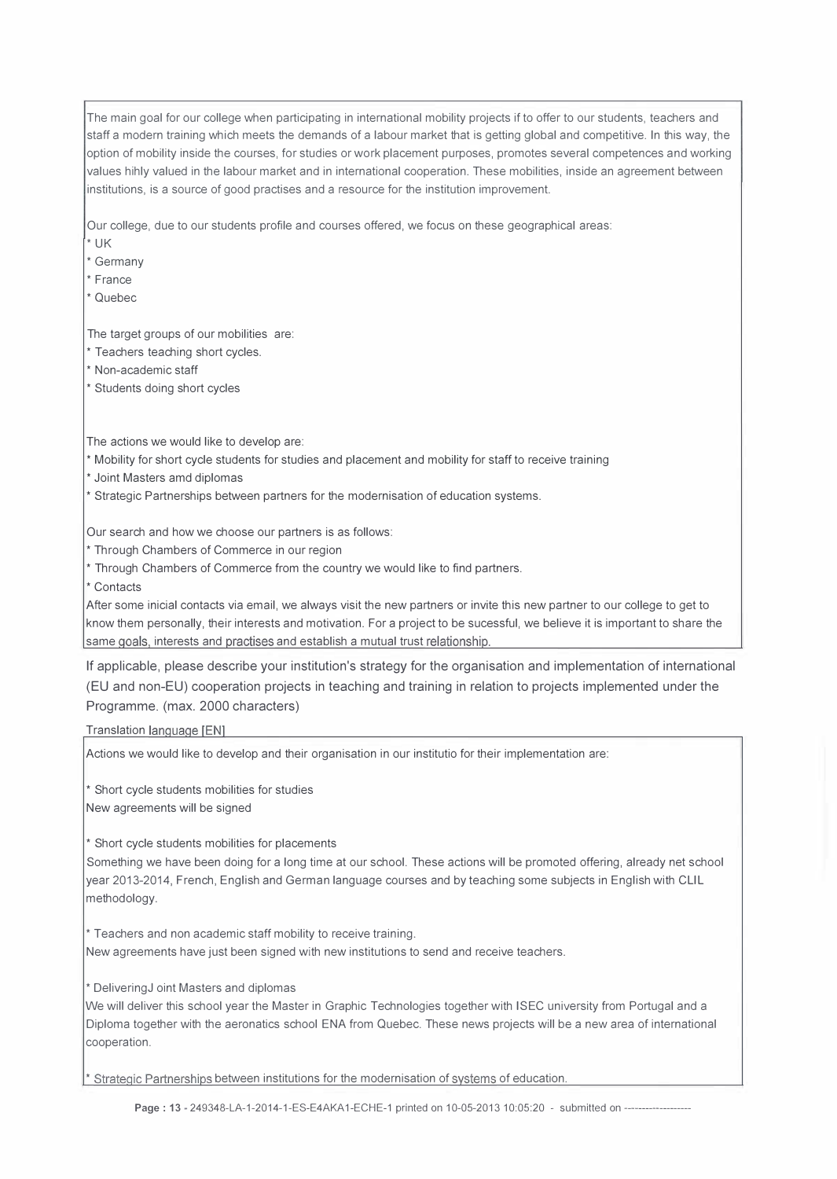The main goal for our college when participating in international mobility projects if to offer to our students, teachers and staff a modern training which meets the demands of a labour market that is getting global and competitive. In this way, the option of mobility inside the courses, for studies or work placement purposes, promotes several competences and working values hihly valued in the labour market and in international cooperation. These mobilities, inside an agreement between institutions, is a source of good practises and a resource for the institution improvement.

Our college, due to our students profile and courses offered, we focus on these geographical areas:
* UK
* Germany
* France
* Quebec

The target groups of our mobilities are:
* Teachers teaching short cycles.
* Non-academic staff
* Students doing short cycles

The actions we would like to develop are:
* Mobility for short cycle students for studies and placement and mobility for staff to receive training
* Joint Masters amd diplomas
* Strategic Partnerships between partners for the modernisation of education systems.

Our search and how we choose our partners is as follows:
* Through Chambers of Commerce in our region
* Through Chambers of Commerce from the country we would like to find partners.
* Contacts

After some inicial contacts via email, we always visit the new partners or invite this new partner to our college to get to know them personally, their interests and motivation. For a project to be sucessful, we believe it is important to share the same goals, interests and practises and establish a mutual trust relationship.

If applicable, please describe your institution's strategy for the organisation and implementation of international (EU and non-EU) cooperation projects in teaching and training in relation to projects implemented under the Programme. (max. 2000 characters)

Translation language [EN]

Actions we would like to develop and their organisation in our institutio for their implementation are:

* Short cycle students mobilities for studies
New agreements will be signed

* Short cycle students mobilities for placements
Something we have been doing for a long time at our school. These actions will be promoted offering, already net school year 2013-2014, French, English and German language courses and by teaching some subjects in English with CLIL methodology.

* Teachers and non academic staff mobility to receive training.
New agreements have just been signed with new institutions to send and receive teachers.

* DeliveringJ oint Masters and diplomas
We will deliver this school year the Master in Graphic Technologies together with ISEC university from Portugal and a Diploma together with the aeronatics school ENA from Quebec. These news projects will be a new area of international cooperation.

* Strategic Partnerships between institutions for the modernisation of systems of education.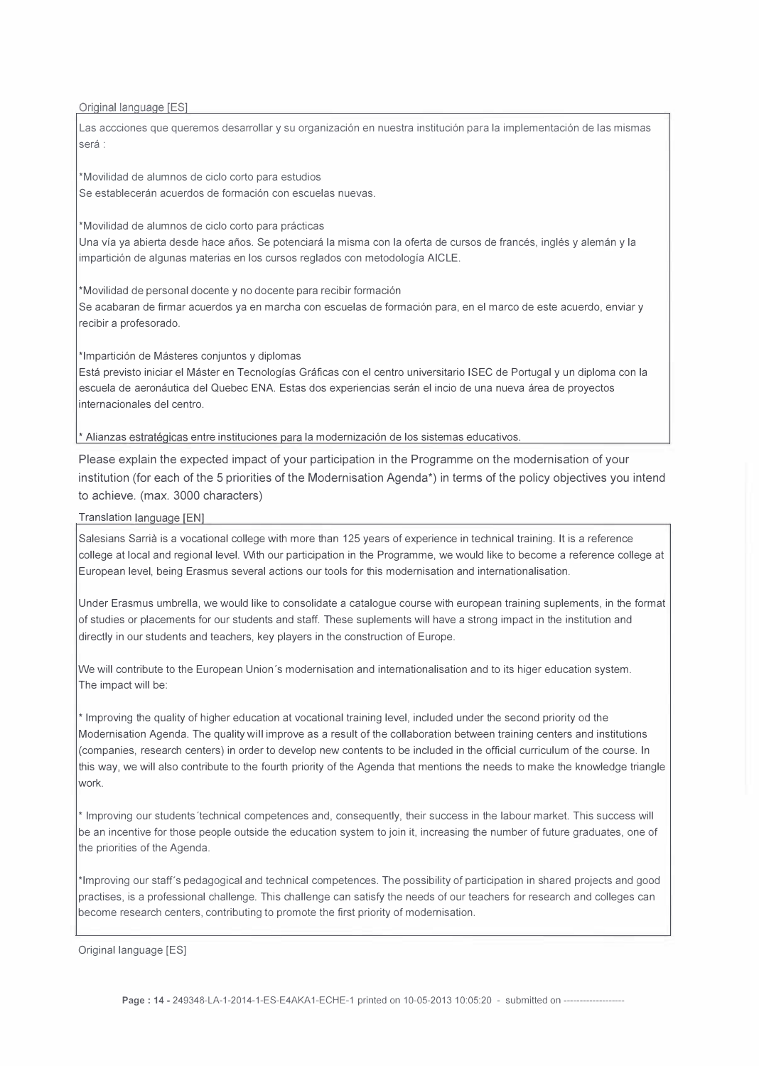Original language [ES]

Las accciones que queremos desarrollar y su organización en nuestra institución para la implementación de las mismas será :

*Movilidad de alumnos de ciclo corto para estudios
Se establecerán acuerdos de formación con escuelas nuevas.

*Movilidad de alumnos de ciclo corto para prácticas
Una vía ya abierta desde hace años. Se potenciará la misma con la oferta de cursos de francés, inglés y alemán y la impartición de algunas materias en los cursos reglados con metodología AICLE.

*Movilidad de personal docente y no docente para recibir formación
Se acabaran de firmar acuerdos ya en marcha con escuelas de formación para, en el marco de este acuerdo, enviar y recibir a profesorado.

*Impartición de Másteres conjuntos y diplomas
Está previsto iniciar el Máster en Tecnologías Gráficas con el centro universitario ISEC de Portugal y un diploma con la escuela de aeronáutica del Quebec ENA. Estas dos experiencias serán el incio de una nueva área de proyectos internacionales del centro.

* Alianzas estratégicas entre instituciones para la modernización de los sistemas educativos.

Please explain the expected impact of your participation in the Programme on the modernisation of your institution (for each of the 5 priorities of the Modernisation Agenda*) in terms of the policy objectives you intend to achieve. (max. 3000 characters)

Translation language [EN]

Salesians Sarrià is a vocational college with more than 125 years of experience in technical training. It is a reference college at local and regional level. With our participation in the Programme, we would like to become a reference college at European level, being Erasmus several actions our tools for this modernisation and internationalisation.

Under Erasmus umbrella, we would like to consolidate a catalogue course with european training suplements, in the format of studies or placements for our students and staff. These suplements will have a strong impact in the institution and directly in our students and teachers, key players in the construction of Europe.

We will contribute to the European Union´s modernisation and internationalisation and to its higer education system.
The impact will be:

* Improving the quality of higher education at vocational training level, included under the second priority od the Modernisation Agenda. The quality will improve as a result of the collaboration between training centers and institutions (companies, research centers) in order to develop new contents to be included in the official curriculum of the course. In this way, we will also contribute to the fourth priority of the Agenda that mentions the needs to make the knowledge triangle work.

* Improving our students´technical competences and, consequently, their success in the labour market. This success will be an incentive for those people outside the education system to join it, increasing the number of future graduates, one of the priorities of the Agenda.

*Improving our staff´s pedagogical and technical competences. The possibility of participation in shared projects and good practises, is a professional challenge. This challenge can satisfy the needs of our teachers for research and colleges can become research centers, contributing to promote the first priority of modernisation.

Original language [ES]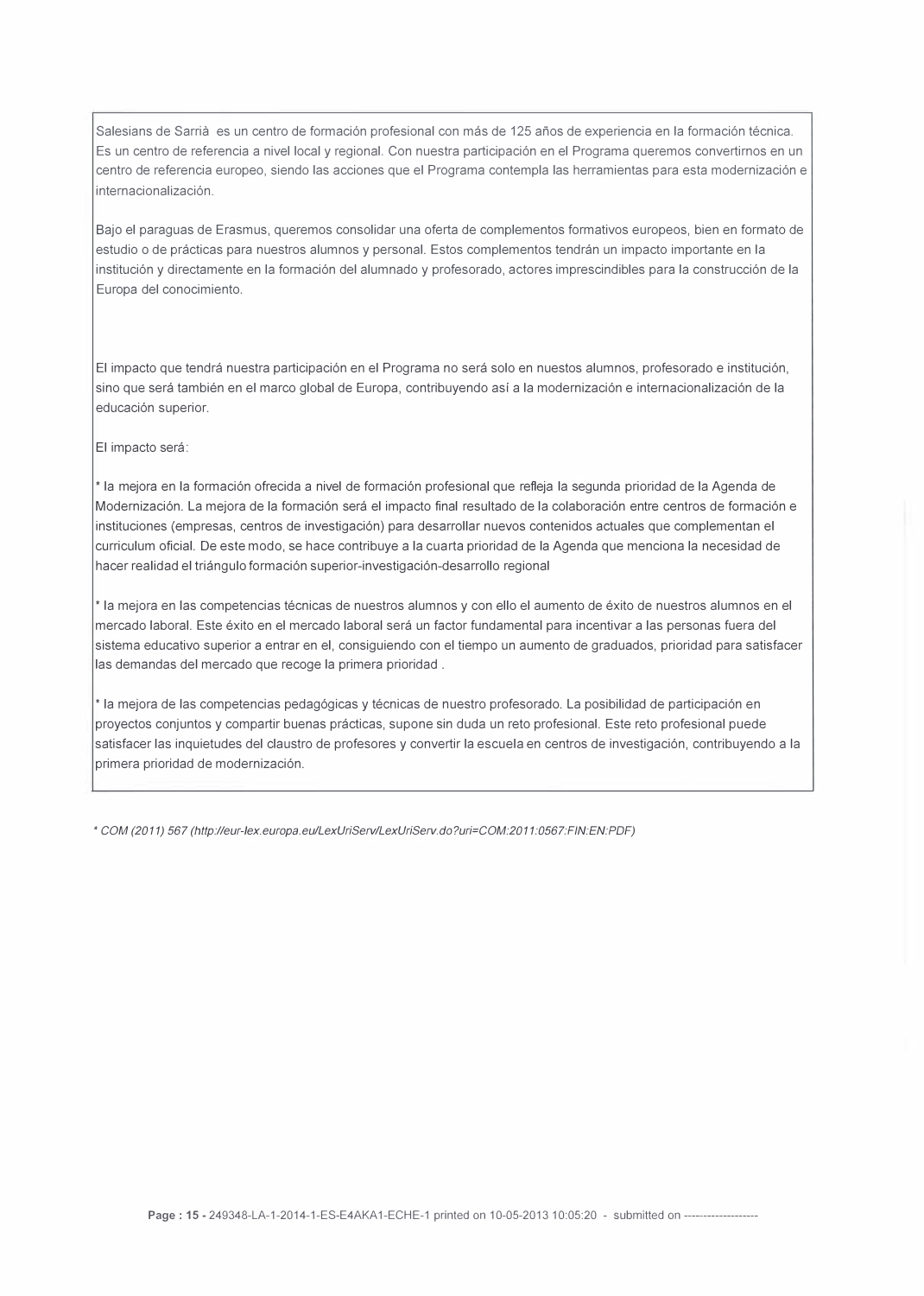Salesians de Sarrià es un centro de formación profesional con más de 125 años de experiencia en la formación técnica. Es un centro de referencia a nivel local y regional. Con nuestra participación en el Programa queremos convertirnos en un centro de referencia europeo, siendo las acciones que el Programa contempla las herramientas para esta modernización e internacionalización.

Bajo el paraguas de Erasmus, queremos consolidar una oferta de complementos formativos europeos, bien en formato de estudio o de prácticas para nuestros alumnos y personal. Estos complementos tendrán un impacto importante en la institución y directamente en la formación del alumnado y profesorado, actores imprescindibles para la construcción de la Europa del conocimiento.

El impacto que tendrá nuestra participación en el Programa no será solo en nuestos alumnos, profesorado e institución, sino que será también en el marco global de Europa, contribuyendo así a la modernización e internacionalización de la educación superior.

El impacto será:

* la mejora en la formación ofrecida a nivel de formación profesional que refleja la segunda prioridad de la Agenda de Modernización. La mejora de la formación será el impacto final resultado de la colaboración entre centros de formación e instituciones (empresas, centros de investigación) para desarrollar nuevos contenidos actuales que complementan el curriculum oficial. De este modo, se hace contribuye a la cuarta prioridad de la Agenda que menciona la necesidad de hacer realidad el triángulo formación superior-investigación-desarrollo regional

* la mejora en las competencias técnicas de nuestros alumnos y con ello el aumento de éxito de nuestros alumnos en el mercado laboral. Este éxito en el mercado laboral será un factor fundamental para incentivar a las personas fuera del sistema educativo superior a entrar en el, consiguiendo con el tiempo un aumento de graduados, prioridad para satisfacer las demandas del mercado que recoge la primera prioridad .

* la mejora de las competencias pedagógicas y técnicas de nuestro profesorado. La posibilidad de participación en proyectos conjuntos y compartir buenas prácticas, supone sin duda un reto profesional. Este reto profesional puede satisfacer las inquietudes del claustro de profesores y convertir la escuela en centros de investigación, contribuyendo a la primera prioridad de modernización.

*\* COM (2011) 567 (http://eur-lex.europa.eu/LexUriServ/LexUriServ.do?uri=COM:2011:0567:FIN:EN:PDF)*